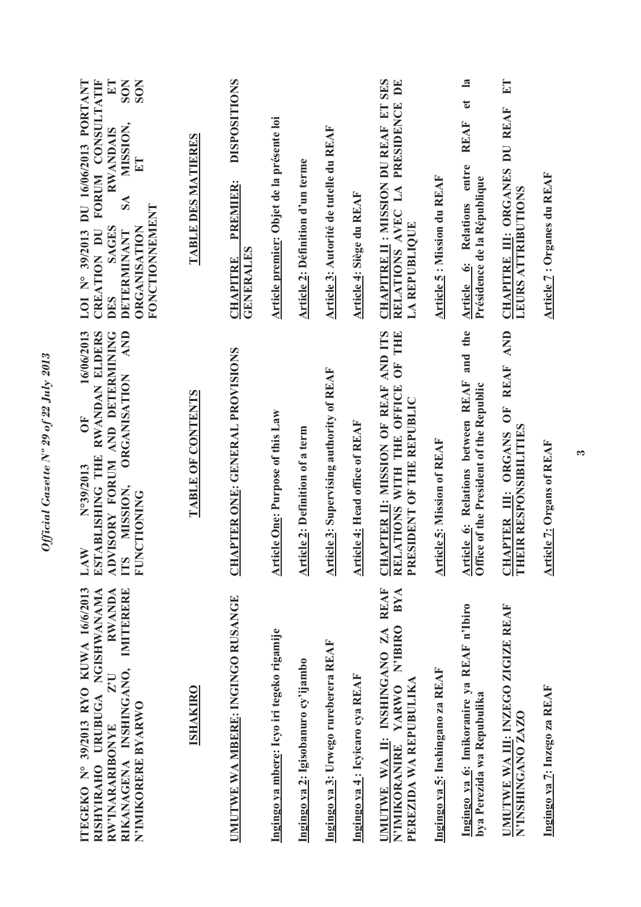**ITEGEKO N° 39/2013 RYO KUWA 16/6/2013 RISHYIRAHO URUBUGA NGISHWANAMA RW'INARARIBONYE Z'U RWANDA RIKANAGENA INSHINGANO, IMITERERE N'IMIKORERE BYARWO**

**ISHAKIRO**

**UMUTWE WA MBERE: INGINGO RUSANGE**

**Ingingo ya mbere: Icyo iri tegeko rigamije**

**Ingingo ya 2: Igisobanuro cy'ijambo**

**Ingingo ya 3: Urwego rureberera REAF**

**Ingingo ya 4 : Icyicaro cya REAF**

**UMUTWE WA II: INSHINGANO ZA REAF N'IMIKORANIRE YARWO N'IBIRO BYA PEREZIDA WA REPUBULIKA**

**Ingingo ya 5: Inshingano za REAF**

**Ingingo ya 6: Imikoranire ya REAF n'Ibiro bya Perezida wa Repubulika**

**UMUTWE WA III: INZEGO ZIGIZE REAF N'INSHINGANO ZAZO**

**Ingingo ya 7: Inzego za REAF**

**LAW N°39/2013 OF 16/06/2013 ESTABLISHING THE RWANDAN ELDERS ADVISORY FORUM AND DETERMINING ITS MISSION, ORGANISATION AND FUNCTIONING**

**TABLE OF CONTENTS**

**CHAPTER ONE: GENERAL PROVISIONS**

**Article One: Purpose of this Law**

**Article 2: Definition of a term**

**Article 3: Supervising authority of REAF**

**Article 4: Head office of REAF**

**CHAPTER II: MISSION OF REAF AND ITS RELATIONS WITH THE OFFICE OF THE PRESIDENT OF THE REPUBLIC**

**Article 5: Mission of REAF**

**Article 6: Relations between REAF and the Office of the President of the Republic**

**CHAPTER III: ORGANS OF REAF AND THEIR RESPONSIBILITIES**

**Article 7: Organs of REAF**

**LOI N° 39/2013 DU 16/06/2013 PORTANT CREATION DU FORUM CONSULTATIF DES SAGES RWANDAIS ET DETERMINANT SA MISSION, SON ORGANISATION ET SON FONCTIONNEMENT**

**TABLE DES MATIERES**

**CHAPITRE PREMIER: DISPOSITIONS GENERALES**

**Article premier: Objet de la présente loi**

**Article 2: Définition d'un terme**

**Article 3: Autorité de tutelle du REAF**

**Article 4: Siège du REAF**

**CHAPITRE II : MISSION DU REAF ET SES RELATIONS AVEC LA PRESIDENCE DE LA REPUBLIQUE**

**Article 5 : Mission du REAF**

**Article 6: Relations entre REAF et la Présidence de la République**

**CHAPITRE III: ORGANES DU REAF ET LEURS ATTRIBUTIONS**

**Article 7 : Organes du REAF**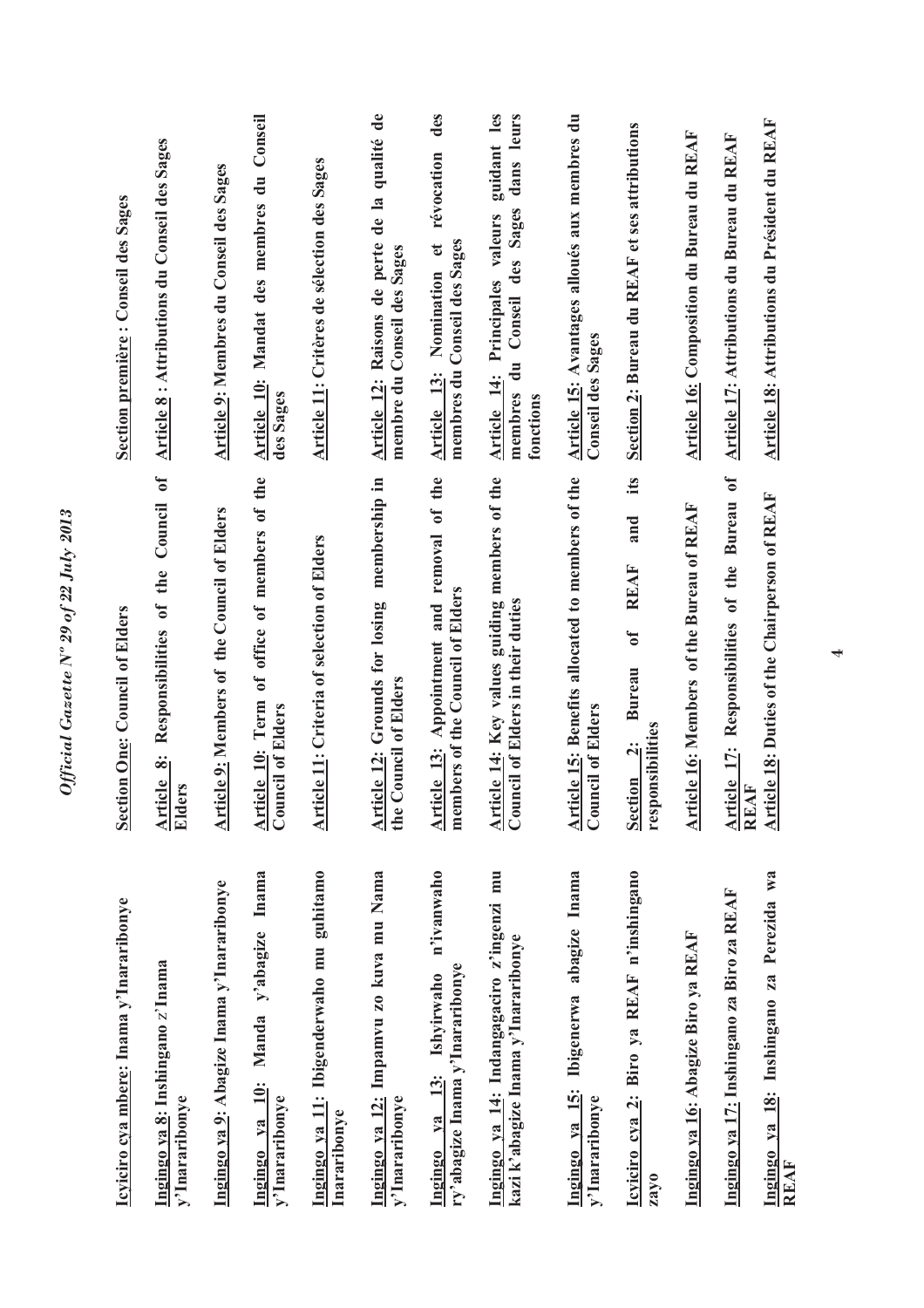| Kinyarwanda | English | Français |
|---|---|---|
| **Icyiciro cya mbere: Inama y'Inararibonye** | **Section One: Council of Elders** | **Section première : Conseil des Sages** |
| **Ingingo ya 8: Inshingano z'Inama y'Inararibonye** | **Article 8: Responsibilities of the Council of Elders** | **Article 8 : Attributions du Conseil des Sages** |
| **Ingingo ya 9: Abagize Inama y'Inararibonye** | **Article 9: Members of the Council of Elders** | **Article 9: Membres du Conseil des Sages** |
| **Ingingo ya 10: Manda y'abagize Inama y'Inararibonye** | **Article 10: Term of office of members of the Council of Elders** | **Article 10: Mandat des membres du Conseil des Sages** |
| **Ingingo ya 11: Ibigenderwaho mu guhitamo Inararibonye** | **Article 11: Criteria of selection of Elders** | **Article 11: Critères de sélection des Sages** |
| **Ingingo ya 12: Impamvu zo kuva mu Nama y'Inararibonye** | **Article 12: Grounds for losing membership in the Council of Elders** | **Article 12: Raisons de perte de la qualité de membre du Conseil des Sages** |
| **Ingingo ya 13: Ishyirwaho n'ivanwaho ry'abagize Inama y'Inararibonye** | **Article 13: Appointment and removal of the members of the Council of Elders** | **Article 13: Nomination et révocation des membres du Conseil des Sages** |
| **Ingingo ya 14: Indangagaciro z'ingenzi mu kazi k'abagize Inama y'Inararibonye** | **Article 14: Key values guiding members of the Council of Elders in their duties** | **Article 14: Principales valeurs guidant les membres du Conseil des Sages dans leurs fonctions** |
| **Ingingo ya 15: Ibigenerwa abagize Inama y'Inararibonye** | **Article 15: Benefits allocated to members of the Council of Elders** | **Article 15: Avantages alloués aux membres du Conseil des Sages** |
| **Icyiciro cya 2: Biro ya REAF n'inshingano zayo** | **Section 2: Bureau of REAF and its responsibilities** | **Section 2: Bureau du REAF et ses attributions** |
| **Ingingo ya 16: Abagize Biro ya REAF** | **Article 16: Members of the Bureau of REAF** | **Article 16: Composition du Bureau du REAF** |
| **Ingingo ya 17: Inshingano za Biro za REAF** | **Article 17: Responsibilities of the Bureau of REAF** | **Article 17: Attributions du Bureau du REAF** |
| **Ingingo ya 18: Inshingano za Perezida wa REAF** | **Article 18: Duties of the Chairperson of REAF** | **Article 18: Attributions du Président du REAF** |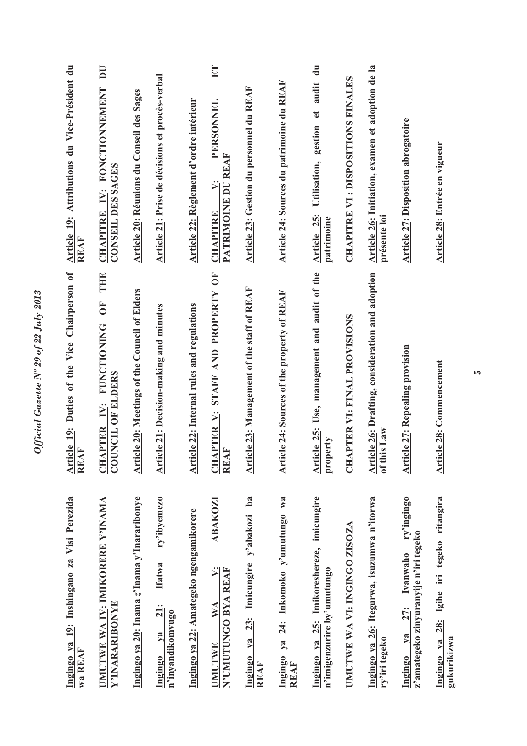| Kinyarwanda | English | Français |
|---|---|---|
| **<u>Ingingo ya 19</u>: Inshingano za Visi Perezida wa REAF** | **<u>Article 19</u>: Duties of the Vice Chairperson of REAF** | **<u>Article 19</u>: Attributions du Vice-Président du REAF** |
| **<u>UMUTWE WA IV</u>: IMIKORERE Y'INAMA Y'INARARIBONYE** | **<u>CHAPTER IV</u>: FUNCTIONING OF THE COUNCIL OF ELDERS** | **<u>CHAPITRE IV</u>: FONCTIONNEMENT DU CONSEIL DES SAGES** |
| **<u>Ingingo ya 20</u>: Inama z'Inama y'Inararibonye** | **<u>Article 20</u>: Meetings of the Council of Elders** | **<u>Article 20</u>: Réunions du Conseil des Sages** |
| **<u>Ingingo ya 21</u>: Ifatwa ry'ibyemezo n'inyandikomvugo** | **<u>Article 21</u>: Decision-making and minutes** | **<u>Article 21</u>: Prise de décisions et procès-verbal** |
| **<u>Ingingo ya 22</u>: Amategeko ngengamikorere** | **<u>Article 22</u>: Internal rules and regulations** | **<u>Article 22</u>: Règlement d'ordre intérieur** |
| **<u>UMUTWE WA V</u>: ABAKOZI N'UMUTUNGO BYA REAF** | **<u>CHAPTER V</u>: STAFF AND PROPERTY OF REAF** | **<u>CHAPITRE V</u>: PERSONNEL ET PATRIMOINE DU REAF** |
| **<u>Ingingo ya 23</u>: Imicungire y'abakozi ba REAF** | **<u>Article 23</u>: Management of the staff of REAF** | **<u>Article 23</u>: Gestion du personnel du REAF** |
| **<u>Ingingo ya 24</u>: Inkomoko y'umutungo wa REAF** | **<u>Article 24</u>: Sources of the property of REAF** | **<u>Article 24</u>: Sources du patrimoine du REAF** |
| **<u>Ingingo ya 25</u>: Imikoreshereze, imicungire n'imigenzurire by'umutungo** | **<u>Article 25</u>: Use, management and audit of the property** | **<u>Article 25</u>: Utilisation, gestion et audit du patrimoine** |
| **<u>UMUTWE WA VI</u>: INGINGO ZISOZA** | **<u>CHAPTER VI</u>: FINAL PROVISIONS** | **<u>CHAPITRE VI</u> : DISPOSITIONS FINALES** |
| **<u>Ingingo ya 26</u>: Itegurwa, isuzumwa n'itorwa ry'iri tegeko** | **<u>Article 26</u>: Drafting, consideration and adoption of this Law** | **<u>Article 26</u>: Initiation, examen et adoption de la présente loi** |
| **<u>Ingingo ya 27</u>: Ivanwaho ry'ingingo z'amategeko zinyuranyije n'iri tegeko** | **<u>Article 27</u>: Repealing provision** | **<u>Article 27</u>: Disposition abrogatoire** |
| **<u>Ingingo ya 28</u>: Igihe iri tegeko ritangira gukurikizwa** | **<u>Article 28</u>: Commencement** | **<u>Article 28</u>: Entrée en vigueur** |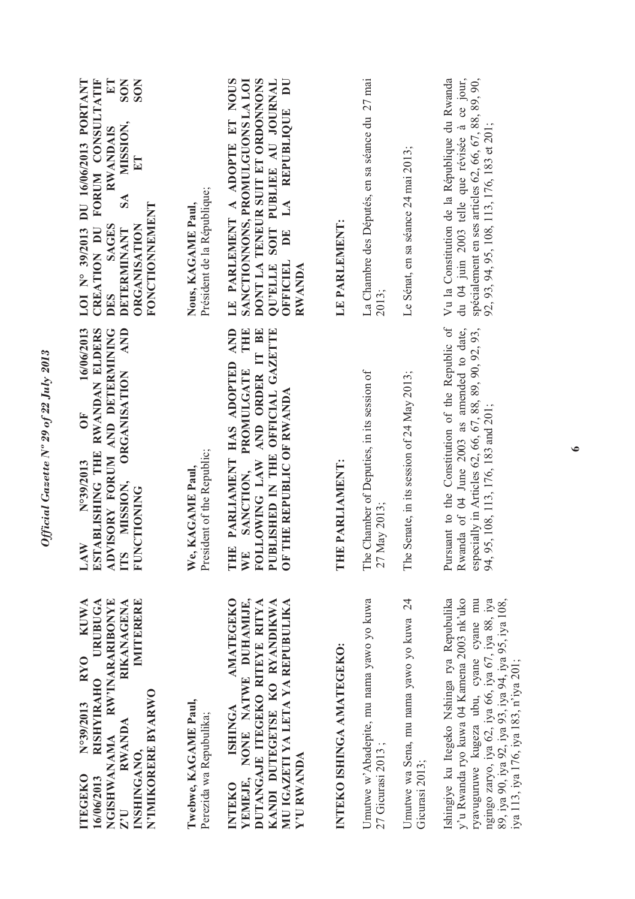**ITEGEKO N°39/2013 RYO KUWA 16/06/2013 RISHYIRAHO URUBUGA NGISHWANAMA RW'INARARIBONYE Z'U RWANDA RIKANAGENA INSHINGANO, IMITERERE N'IMIKORERE BYARWO**

**Twebwe, KAGAME Paul,**
Perezida wa Repubulika;

**INTEKO ISHINGA AMATEGEKO YEMEJE, NONE NATWE DUHAMIJE, DUTANGAJE ITEGEKO RITEYE RITYA KANDI DUTEGETSE KO RYANDIKWA MU IGAZETI YA LETA YA REPUBULIKA Y'U RWANDA**

**INTEKO ISHINGA AMATEGEKO:**

Umutwe w'Abadepite, mu nama yawo yo kuwa 27 Gicurasi 2013 ;

Umutwe wa Sena, mu nama yawo yo kuwa 24 Gicurasi 2013;

Ishingiye ku Itegeko Nshinga rya Repubulika y'u Rwanda ryo kuwa 04 Kamena 2003 nk'uko ryavuguruwe kugeza ubu, cyane cyane mu ngingo zaryo, iya 62, iya 66, iya 67, iya 88, iya 89, iya 90, iya 92, iya 93, iya 94, iya 95, iya 108, iya 113, iya 176, iya 183, n'iya 201;

**LAW N°39/2013 OF 16/06/2013 ESTABLISHING THE RWANDAN ELDERS ADVISORY FORUM AND DETERMINING ITS MISSION, ORGANISATION AND FUNCTIONING**

**We, KAGAME Paul,**
President of the Republic;

**THE PARLIAMENT HAS ADOPTED AND WE SANCTION, PROMULGATE THE FOLLOWING LAW AND ORDER IT BE PUBLISHED IN THE OFFICIAL GAZETTE OF THE REPUBLIC OF RWANDA**

**THE PARLIAMENT:**

The Chamber of Deputies, in its session of 27 May 2013;

The Senate, in its session of 24 May 2013;

Pursuant to the Constitution of the Republic of Rwanda of 04 June 2003 as amended to date, especially in Articles 62, 66, 67, 88, 89, 90, 92, 93, 94, 95, 108, 113, 176, 183 and 201;

**LOI N° 39/2013 DU 16/06/2013 PORTANT CREATION DU FORUM CONSULTATIF DES SAGES RWANDAIS ET DETERMINANT SA MISSION, SON ORGANISATION ET SON FONCTIONNEMENT**

**Nous, KAGAME Paul,**
Président de la République;

**LE PARLEMENT A ADOPTE ET NOUS SANCTIONNONS, PROMULGUONS LA LOI DONT LA TENEUR SUIT ET ORDONNONS QU'ELLE SOIT PUBLIEE AU JOURNAL OFFICIEL DE LA REPUBLIQUE DU RWANDA**

**LE PARLEMENT:**

La Chambre des Députés, en sa séance du 27 mai 2013;

Le Sénat, en sa séance 24 mai 2013;

Vu la Constitution de la République du Rwanda du 04 juin 2003 telle que révisée à ce jour, spécialement en ses articles 62, 66, 67, 88, 89, 90, 92, 93, 94, 95, 108, 113, 176, 183 et 201;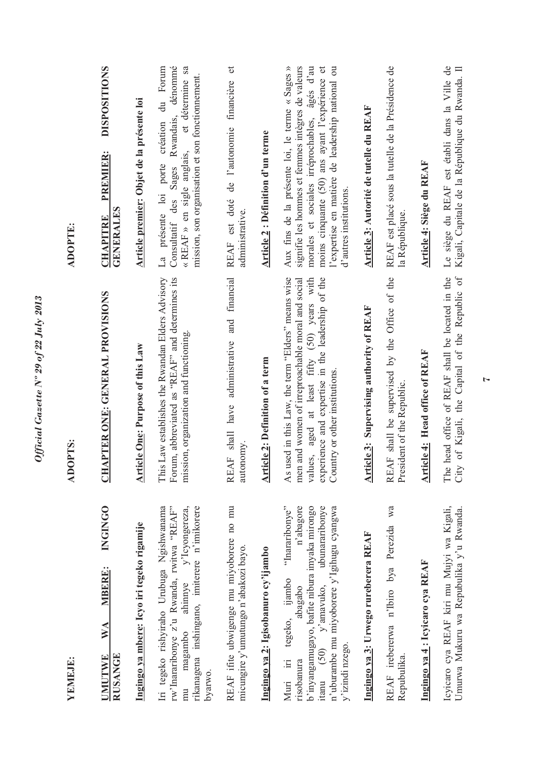**YEMEJE:**

**UMUTWE WA MBERE: INGINGO RUSANGE**

**Ingingo ya mbere: Icyo iri tegeko rigamije**

Iri tegeko rishyiraho Urubuga Ngishwanama rw'Inararibonye z'u Rwanda, rwitwa "REAF" mu magambo ahinnye y'Icyongereza, rikanagena inshingano, imiterere n'imikorere byarwo.

REAF ifite ubwigenge mu miyoborere no mu micungire y'umutungo n'abakozi bayo.

**Ingingo ya 2: Igisobanuro cy'ijambo**

Muri iri tegeko, ijambo "Inararibonye" risobanura abagabo n'abagore b'inyangamugayo, bafite nibura imyaka mirongo itanu (50) y'amavuko, ubunararibonye n'uburambe mu miyoborere y'Igihugu cyangwa y'izindi nzego.

**Ingingo ya 3: Urwego rureberera REAF**

REAF irebererwa n'Ibiro bya Perezida wa Repubulika.

**Ingingo ya 4 : Icyicaro cya REAF**

Icyicaro cya REAF kiri mu Mujyi wa Kigali, Umurwa Mukuru wa Repubulika y'u Rwanda.

**ADOPTS:**

**CHAPTER ONE: GENERAL PROVISIONS**

**Article One: Purpose of this Law**

This Law establishes the Rwandan Elders Advisory Forum, abbreviated as "REAF" and determines its mission, organization and functioning.

REAF shall have administrative and financial autonomy.

**Article 2: Definition of a term**

As used in this Law, the term "Elders" means wise men and women of irreproachable moral and social values, aged at least fifty (50) years with experience and expertise in the leadership of the Country or other institutions.

**Article 3: Supervising authority of REAF**

REAF shall be supervised by the Office of the President of the Republic.

**Article 4: Head office of REAF**

The head office of REAF shall be located in the City of Kigali, the Capital of the Republic of

**ADOPTE:**

**CHAPITRE PREMIER: DISPOSITIONS GENERALES**

**Article premier: Objet de la présente loi**

La présente loi porte création du Forum Consultatif des Sages Rwandais, dénommé « REAF » en sigle anglais, et détermine sa mission, son organisation et son fonctionnement.

REAF est doté de l'autonomie financière et administrative.

**Article 2 : Définition d'un terme**

Aux fins de la présente loi, le terme « Sages » signifie les hommes et femmes intègres de valeurs morales et sociales irréprochables, âgés d'au moins cinquante (50) ans ayant l'expérience et l'expertise en matière de leadership national ou d'autres institutions.

**Article 3: Autorité de tutelle du REAF**

REAF est placé sous la tutelle de la Présidence de la République.

**Article 4: Siège du REAF**

Le siège du REAF est établi dans la Ville de Kigali, Capitale de la République du Rwanda. Il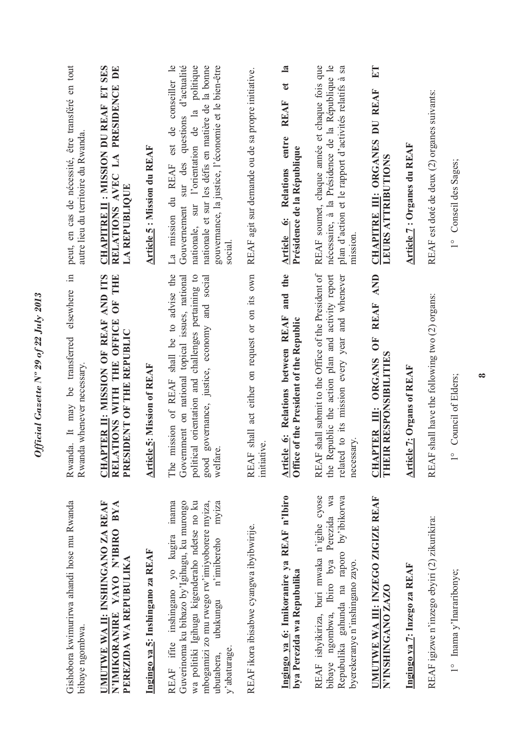Gishobora kwimurirwa ahandi hose mu Rwanda bibaye ngombwa.

## UMUTWE WA II: INSHINGANO ZA REAF N'IMIKORANIRE YAYO N'IBIRO BYA PEREZIDA WA REPUBULIKA

### Ingingo ya 5: Inshingano za REAF

REAF ifite inshingano yo kugira inama Guverinoma ku bibazo by'Igihugu, ku murongo wa politiki Igihugu kigenderaho ndetse no ku mbogamizi zo mu rwego rw'imiyoborere myiza, ubutabera, ubukungu n'imibereho myiza y'abaturage.

REAF ikora ibisabwe cyangwa ibyibwirije.

### Ingingo ya 6: Imikoranire ya REAF n'Ibiro bya Perezida wa Repubulika

REAF ishyikiriza, buri mwaka n'igihe cyose bibaye ngombwa, Ibiro bya Perezida wa Repubulika gahunda na raporo by'ibikorwa byerekeranye n'inshingano zayo.

## UMUTWE WA III: INZEGO ZIGIZE REAF N'INSHINGANO ZAZO

### Ingingo ya 7: Inzego za REAF

REAF igizwe n'inzego ebyiri (2) zikurikira:

1° Inama y'Inararibonye;

---

Rwanda. It may be transferred elsewhere in Rwanda whenever necessary.

## CHAPTER II: MISSION OF REAF AND ITS RELATIONS WITH THE OFFICE OF THE PRESIDENT OF THE REPUBLIC

### Article 5: Mission of REAF

The mission of REAF shall be to advise the Government on national topical issues, national political orientation and challenges pertaining to good governance, justice, economy and social welfare.

REAF shall act either on request or on its own initiative.

### Article 6: Relations between REAF and the Office of the President of the Republic

REAF shall submit to the Office of the President of the Republic the action plan and activity report related to its mission every year and whenever necessary.

## CHAPTER III: ORGANS OF REAF AND THEIR RESPONSIBILITIES

### Article 7: Organs of REAF

REAF shall have the following two (2) organs:

1° Council of Elders;

---

peut, en cas de nécessité, être transféré en tout autre lieu du territoire du Rwanda.

## CHAPITRE II : MISSION DU REAF ET SES RELATIONS AVEC LA PRESIDENCE DE LA REPUBLIQUE

### Article 5 : Mission du REAF

La mission du REAF est de conseiller le Gouvernement sur des questions d'actualité nationale, sur l'orientation de la politique nationale et sur les défis en matière de la bonne gouvernance, la justice, l'économie et le bien-être social.

REAF agit sur demande ou de sa propre initiative.

### Article 6: Relations entre REAF et la Présidence de la République

REAF soumet, chaque année et chaque fois que nécessaire, à la Présidence de la République le plan d'action et le rapport d'activités relatifs à sa mission.

## CHAPITRE III: ORGANES DU REAF ET LEURS ATTRIBUTIONS

### Article 7 : Organes du REAF

REAF est doté de deux (2) organes suivants:

1° Conseil des Sages;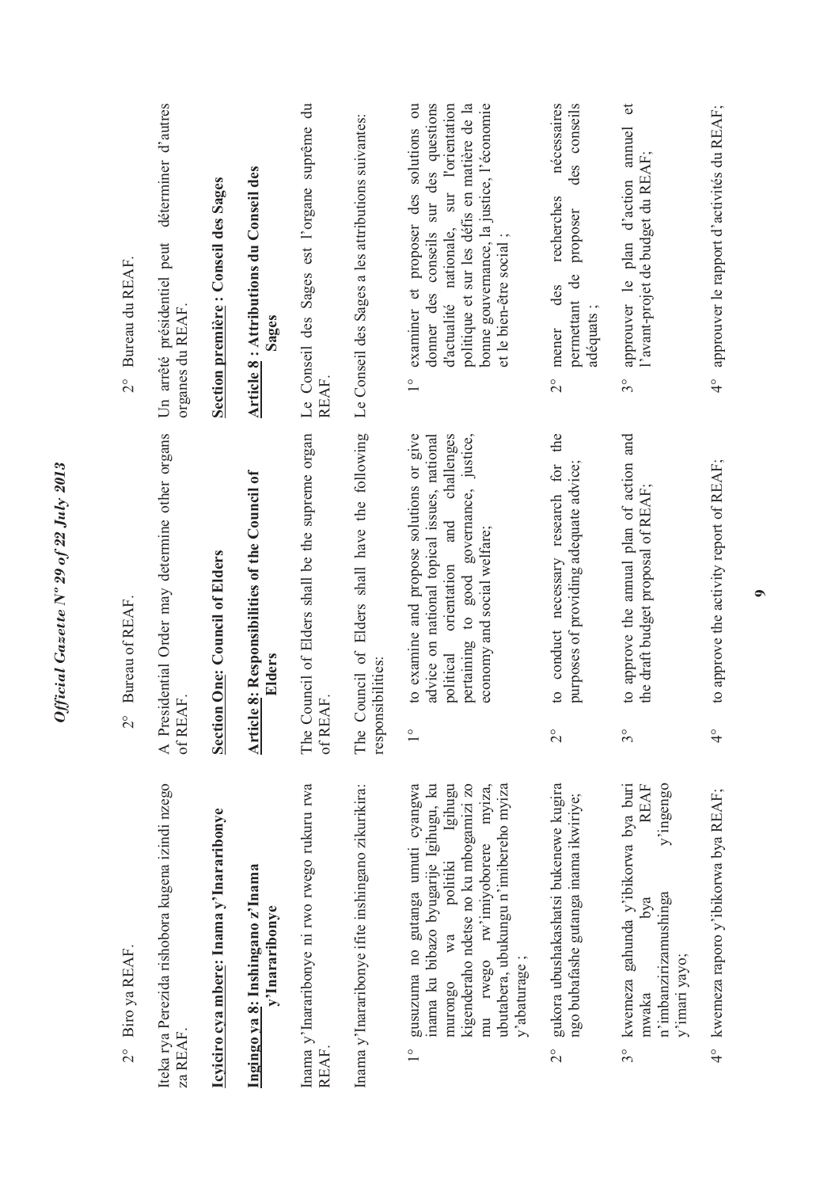2° Biro ya REAF.

Iteka rya Perezida rishobora kugena izindi nzego za REAF.

**Icyiciro cya mbere: Inama y'Inararibonye**

**Ingingo ya 8: Inshingano z'Inama y'Inararibonye**

Inama y'Inararibonye ni rwo rwego rukuru rwa REAF.

Inama y'Inararibonye ifite inshingano zikurikira:

1° gusuzuma no gutanga umuti cyangwa inama ku bibazo byugarije Igihugu, ku murongo wa politiki Igihugu kigenderaho ndetse no ku mbogamizi zo mu rwego rw'imiyoborere myiza, ubutabera, ubukungu n'imibereho myiza y'abaturage ;

2° gukora ubushakashatsi bukenewe kugira ngo bubafashe gutanga inama ikwiriye;

3° kwemeza gahunda y'ibikorwa bya buri mwaka bya REAF n'imbanzirizamushinga y'ingengo y'imari yayo;

4° kwemeza raporo y'ibikorwa bya REAF;

2° Bureau of REAF.

A Presidential Order may determine other organs of REAF.

**Section One: Council of Elders**

**Article 8: Responsibilities of the Council of Elders**

The Council of Elders shall be the supreme organ of REAF.

The Council of Elders shall have the following responsibilities:

1° to examine and propose solutions or give advice on national topical issues, national political orientation and challenges pertaining to good governance, justice, economy and social welfare;

2° to conduct necessary research for the purposes of providing adequate advice;

3° to approve the annual plan of action and the draft budget proposal of REAF;

4° to approve the activity report of REAF;

2° Bureau du REAF.

Un arrêté présidentiel peut déterminer d'autres organes du REAF.

**Section première : Conseil des Sages**

**Article 8 : Attributions du Conseil des Sages**

Le Conseil des Sages est l'organe suprême du REAF.

Le Conseil des Sages a les attributions suivantes:

1° examiner et proposer des solutions ou donner des conseils sur des questions d'actualité nationale, sur l'orientation politique et sur les défis en matière de la bonne gouvernance, la justice, l'économie et le bien-être social ;

2° mener des recherches nécessaires permettant de proposer des conseils adéquats ;

3° approuver le plan d'action annuel et l'avant-projet de budget du REAF;

4° approuver le rapport d'activités du REAF;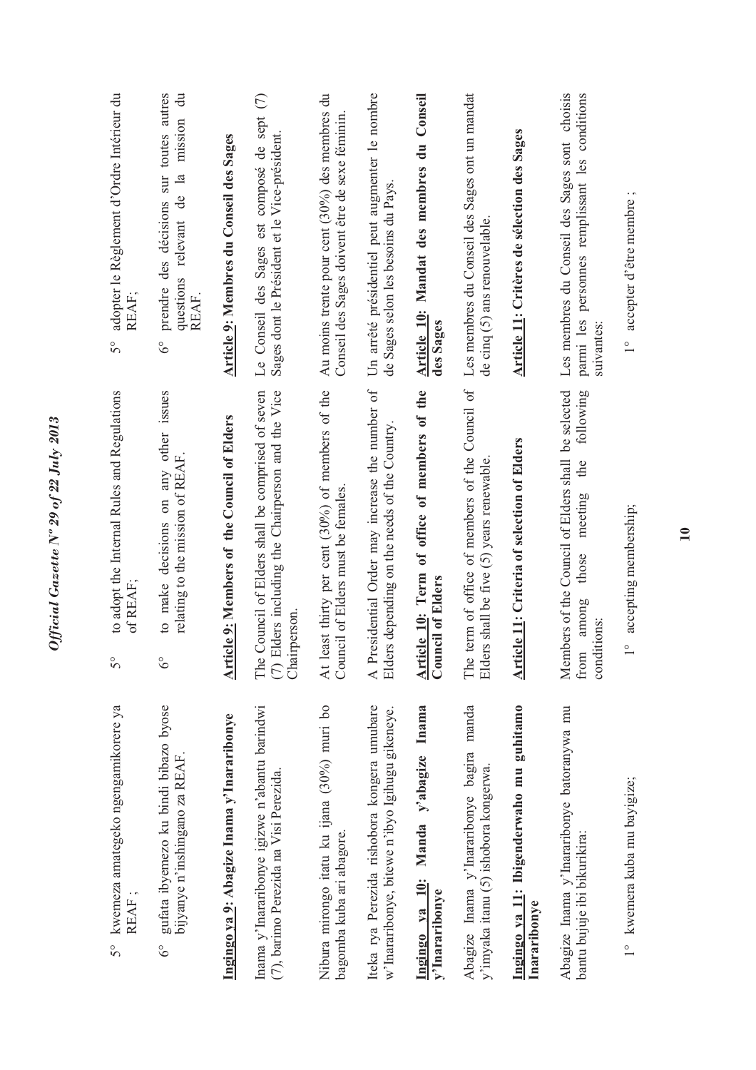5° kwemeza amategeko ngengamikorere ya REAF ;

6° gufata ibyemezo ku bindi bibazo byose bijyanye n'inshingano za REAF.

**Ingingo ya 9: Abagize Inama y'Inararibonye**

Inama y'Inararibonye igizwe n'abantu barindwi (7), barimo Perezida na Visi Perezida.

Nibura mirongo itatu ku ijana (30%) muri bo bagomba kuba ari abagore.

Iteka rya Perezida rishobora kongera umubare w'Inararibonye, bitewe n'ibyo Igihugu gikeneye.

**Ingingo ya 10: Manda y'abagize Inama y'Inararibonye**

Abagize Inama y'Inararibonye bagira manda y'imyaka itanu (5) ishobora kongerwa.

**Ingingo ya 11: Ibigenderwaho mu guhitamo Inararibonye**

Abagize Inama y'Inararibonye batoranywa mu bantu bujuje ibi bikurikira:

1° kwemera kuba mu bayigize;

5° to adopt the Internal Rules and Regulations of REAF;

6° to make decisions on any other issues relating to the mission of REAF.

**Article 9: Members of the Council of Elders**

The Council of Elders shall be comprised of seven (7) Elders including the Chairperson and the Vice Chairperson.

At least thirty per cent (30%) of members of the Council of Elders must be females.

A Presidential Order may increase the number of Elders depending on the needs of the Country.

**Article 10: Term of office of members of the Council of Elders**

The term of office of members of the Council of Elders shall be five (5) years renewable.

**Article 11: Criteria of selection of Elders**

Members of the Council of Elders shall be selected from among those meeting the following conditions:

1° accepting membership;

5° adopter le Règlement d'Ordre Intérieur du REAF;

6° prendre des décisions sur toutes autres questions relevant de la mission du REAF.

**Article 9: Membres du Conseil des Sages**

Le Conseil des Sages est composé de sept (7) Sages dont le Président et le Vice-président.

Au moins trente pour cent (30%) des membres du Conseil des Sages doivent être de sexe féminin.

Un arrêté présidentiel peut augmenter le nombre de Sages selon les besoins du Pays.

**Article 10: Mandat des membres du Conseil des Sages**

Les membres du Conseil des Sages ont un mandat de cinq (5) ans renouvelable.

**Article 11: Critères de sélection des Sages**

Les membres du Conseil des Sages sont choisis parmi les personnes remplissant les conditions suivantes:

1° accepter d'être membre ;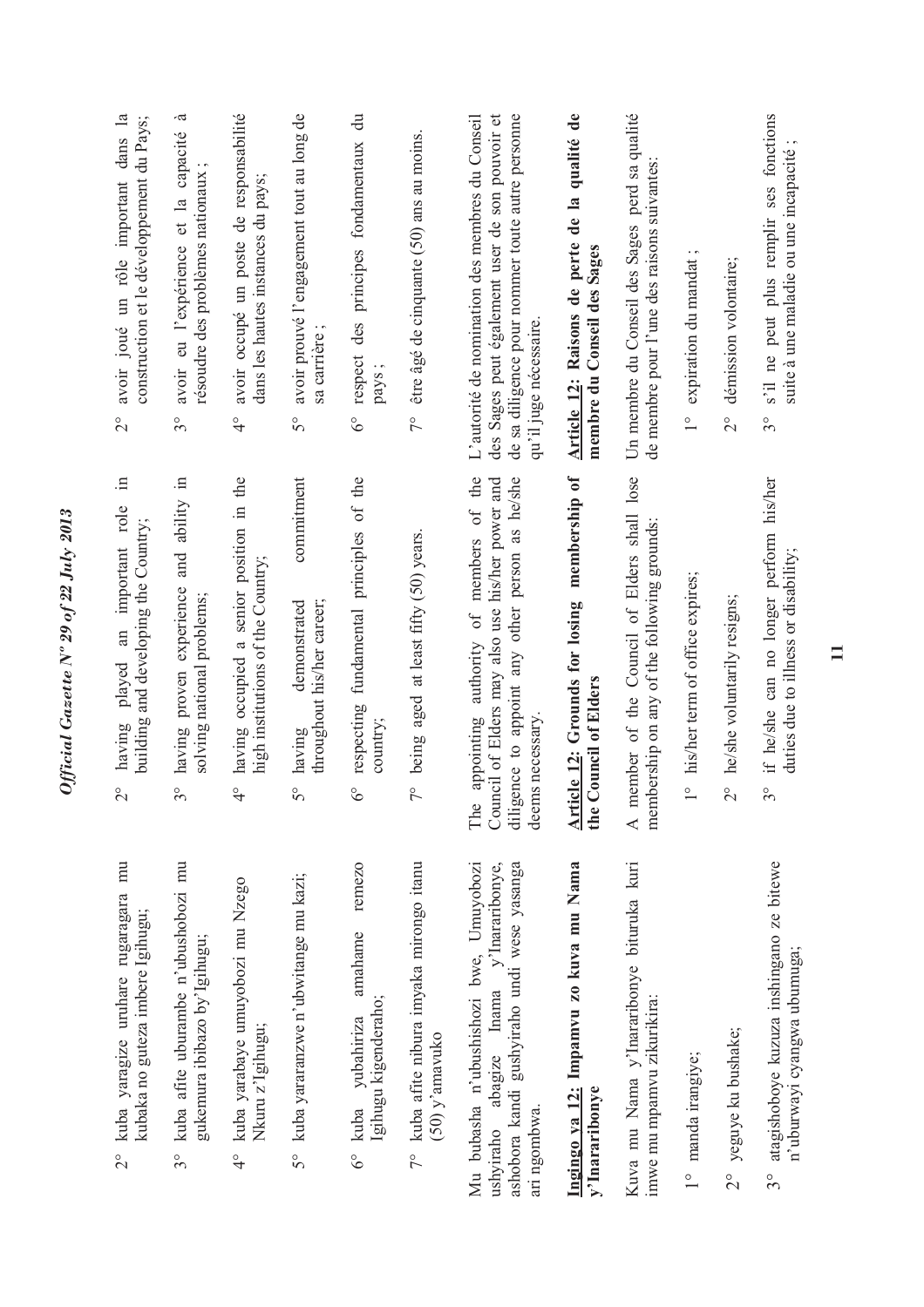2° kuba yaragize uruhare rugaragara mu kubaka no guteza imbere Igihugu;

3° kuba afite uburambe n'ubushobozi mu gukemura ibibazo by'Igihugu;

4° kuba yarabaye umuyobozi mu Nzego Nkuru z'Igihugu;

5° kuba yararanzwe n'ubwitange mu kazi;

6° kuba yubahiriza amahame remezo Igihugu kigenderaho;

7° kuba afite nibura imyaka mirongo itanu (50) y'amavuko

Mu bubasha n'ubushishozi bwe, Umuyobozi ushyiraho abagize Inama y'Inararibonye, ashobora kandi gushyiraho undi wese yasanga ari ngombwa.

**Ingingo ya 12: Impamvu zo kuva mu Nama y'Inararibonye**

Kuva mu Nama y'Inararibonye bituruka kuri imwe mu mpamvu zikurikira:

1° manda irangiye;

2° yeguye ku bushake;

3° atagishoboye kuzuza inshingano ze bitewe n'uburwayi cyangwa ubumuga;

2° having played an important role in building and developing the Country;

3° having proven experience and ability in solving national problems;

4° having occupied a senior position in the high institutions of the Country;

5° having demonstrated commitment throughout his/her career;

6° respecting fundamental principles of the country;

7° being aged at least fifty (50) years.

The appointing authority of members of the Council of Elders may also use his/her power and diligence to appoint any other person as he/she deems necessary.

**Article 12: Grounds for losing membership of the Council of Elders**

A member of the Council of Elders shall lose membership on any of the following grounds:

1° his/her term of office expires;

2° he/she voluntarily resigns;

3° if he/she can no longer perform his/her duties due to illness or disability;

2° avoir joué un rôle important dans la construction et le développement du Pays;

3° avoir eu l'expérience et la capacité à résoudre des problèmes nationaux ;

4° avoir occupé un poste de responsabilité dans les hautes instances du pays;

5° avoir prouvé l'engagement tout au long de sa carrière ;

6° respect des principes fondamentaux du pays ;

7° être âgé de cinquante (50) ans au moins.

L'autorité de nomination des membres du Conseil des Sages peut également user de son pouvoir et de sa diligence pour nommer toute autre personne qu'il juge nécessaire.

**Article 12: Raisons de perte de la qualité de membre du Conseil des Sages**

Un membre du Conseil des Sages perd sa qualité de membre pour l'une des raisons suivantes:

1° expiration du mandat ;

2° démission volontaire;

3° s'il ne peut plus remplir ses fonctions suite à une maladie ou une incapacité ;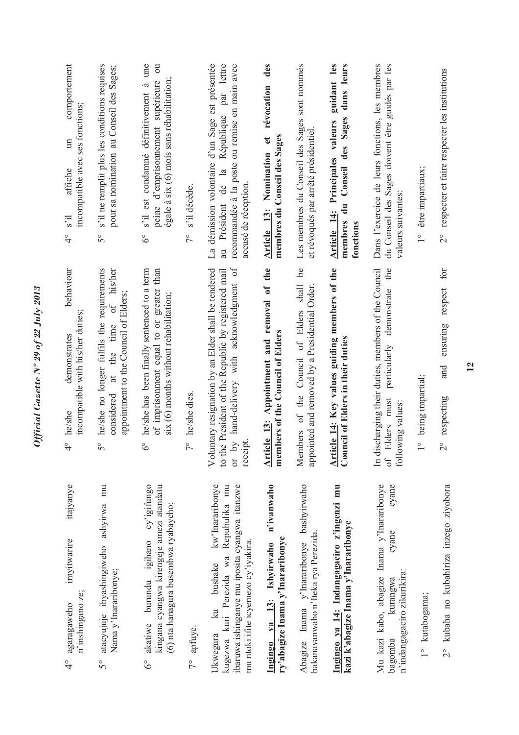4° agaragaweho imyitwarire itajyanye n'inshingano ze;

5° atacyujuje ibyashingiweho ashyirwa mu Nama y'Inararibonye;

6° akatiwe burundu igihano cy'igifungo kingana cyangwa kirengeje amezi atandatu (6) nta hanagura busembwa ryabayeho;

7° apfuye.

Ukwegura ku bushake kw'Inararibonye kugezwa kuri Perezida wa Repubulika mu ibaruwa ishinganye mu iposita cyangwa itanzwe mu ntoki ifite icyemezo cy'iyakira.

**Ingingo ya 13: Ishyirwaho n'ivanwaho ry'abagize Inama y'Inararibonye**

Abagize Inama y'Inararibonye bashyirwaho bakanavanwaho n'Iteka rya Perezida.

**Ingingo ya 14: Indangagaciro z'ingenzi mu kazi k'abagize Inama y'Inararibonye**

Mu kazi kabo, abagize Inama y'Inararibonye bagomba kurangwa cyane cyane n'indangagaciro zikurikira:

1° kutabogama;

2° kubaha no kubahiriza inzego ziyobora

4° he/she demonstrates behaviour incompatible with his/her duties;

5° he/she no longer fulfils the requirements considered at the time of his/her appointment to the Council of Elders;

6° he/she has been finally sentenced to a term of imprisonment equal to or greater than six (6) months without rehabilitation;

7° he/she dies.

Voluntary resignation by an Elder shall be tendered to the President of the Republic by registered mail or by hand-delivery with acknowledgment of receipt.

**Article 13: Appointment and removal of the members of the Council of Elders**

Members of the Council of Elders shall be appointed and removed by a Presidential Order.

**Article 14: Key values guiding members of the Council of Elders in their duties**

In discharging their duties, members of the Council of Elders must particularly demonstrate the following values:

1° being impartial;

2° respecting and ensuring respect for

4° s'il affiche un comportement incompatible avec ses fonctions;

5° s'il ne remplit plus les conditions requises pour sa nomination au Conseil des Sages;

6° s'il est condamné définitivement à une peine d'emprisonnement supérieure ou égale à six (6) mois sans réhabilitation;

7° s'il décède.

La démission volontaire d'un Sage est présentée au Président de la République par lettre recommandée à la poste ou remise en main avec accusé de réception.

**Article 13: Nomination et révocation des membres du Conseil des Sages**

Les membres du Conseil des Sages sont nommés et révoqués par arrêté présidentiel.

**Article 14: Principales valeurs guidant les membres du Conseil des Sages dans leurs fonctions**

Dans l'exercice de leurs fonctions, les membres du Conseil des Sages doivent être guidés par les valeurs suivantes:

1° être impartiaux;

2° respecter et faire respecter les institutions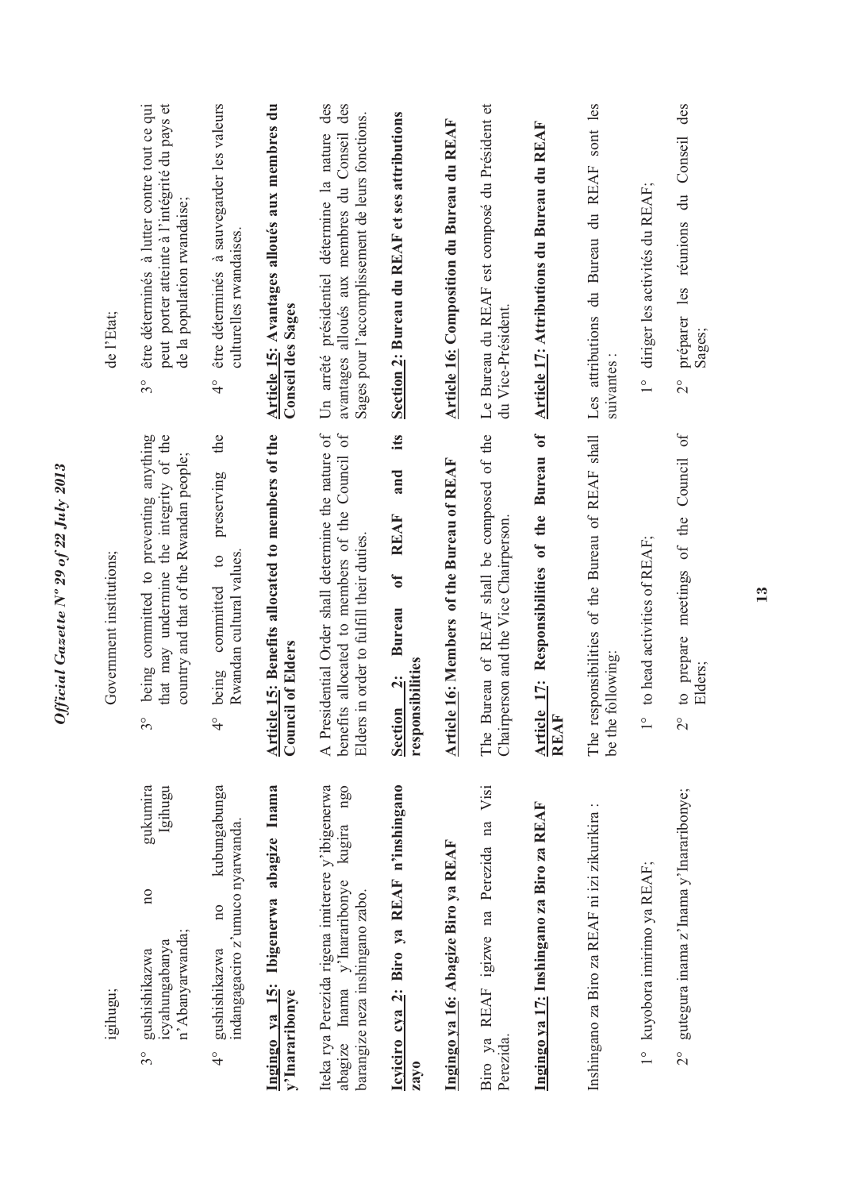igihugu;

3° gushishikazwa no gukumira icyahungabanya Igihugu n'Abanyarwanda;

4° gushishikazwa no kubungabunga indangagaciro z'umuco nyarwanda.

**Ingingo ya 15: Ibigenerwa abagize Inama y'Inararibonye**

Iteka rya Perezida rigena imiterere y'ibigenerwa abagize Inama y'Inararibonye kugira ngo barangize neza inshingano zabo.

**Icyiciro cya 2: Biro ya REAF n'inshingano zayo**

**Ingingo ya 16: Abagize Biro ya REAF**

Biro ya REAF igizwe na Perezida na Visi Perezida.

**Ingingo ya 17: Inshingano za Biro za REAF**

Inshingano za Biro za REAF ni izi zikurikira :

1° kuyobora imirimo ya REAF;

2° gutegura inama z'Inama y'Inararibonye;

Government institutions;

3° being committed to preventing anything that may undermine the integrity of the country and that of the Rwandan people;

4° being committed to preserving the Rwandan cultural values.

**Article 15: Benefits allocated to members of the Council of Elders**

A Presidential Order shall determine the nature of benefits allocated to members of the Council of Elders in order to fulfill their duties.

**Section 2: Bureau of REAF and its responsibilities**

**Article 16: Members of the Bureau of REAF**

The Bureau of REAF shall be composed of the Chairperson and the Vice Chairperson.

**Article 17: Responsibilities of the Bureau of REAF**

The responsibilities of the Bureau of REAF shall be the following:

1° to head activities of REAF;

2° to prepare meetings of the Council of Elders;

de l'Etat;

3° être déterminés à lutter contre tout ce qui peut porter atteinte à l'intégrité du pays et de la population rwandaise;

4° être déterminés à sauvegarder les valeurs culturelles rwandaises.

**Article 15: Avantages alloués aux membres du Conseil des Sages**

Un arrêté présidentiel détermine la nature des avantages alloués aux membres du Conseil des Sages pour l'accomplissement de leurs fonctions.

**Section 2: Bureau du REAF et ses attributions**

**Article 16: Composition du Bureau du REAF**

Le Bureau du REAF est composé du Président et du Vice-Président.

**Article 17: Attributions du Bureau du REAF**

Les attributions du Bureau du REAF sont les suivantes :

1° diriger les activités du REAF;

2° préparer les réunions du Conseil des Sages;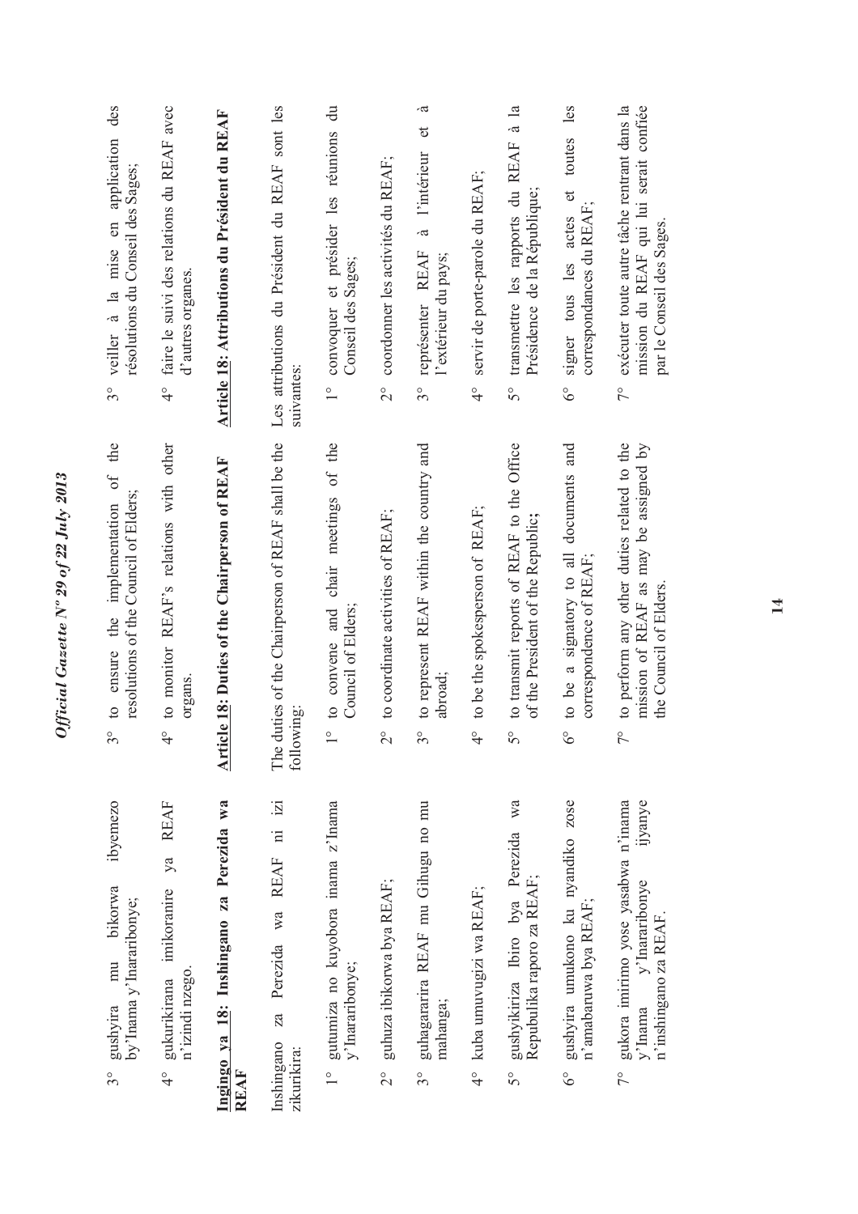3° gushyira mu bikorwa ibyemezo by'Inama y'Inararibonye;

4° gukurikirana imikoranire ya REAF n'izindi nzego.

**Ingingo ya 18: Inshingano za Perezida wa REAF**

Inshingano za Perezida wa REAF ni izi zikurikira:

1° gutumiza no kuyobora inama z'Inama y'Inararibonye;

2° guhuza ibikorwa bya REAF;

3° guhagararira REAF mu Gihugu no mu mahanga;

4° kuba umuvugizi wa REAF;

5° gushyikiriza Ibiro bya Perezida wa Repubulika raporo za REAF;

6° gushyira umukono ku nyandiko zose n'amabaruwa bya REAF;

7° gukora imirimo yose yasabwa n'inama y'Inama y'Inararibonye ijyanye n'inshingano za REAF.

3° to ensure the implementation of the resolutions of the Council of Elders;

4° to monitor REAF's relations with other organs.

**Article 18: Duties of the Chairperson of REAF**

The duties of the Chairperson of REAF shall be the following:

1° to convene and chair meetings of the Council of Elders;

2° to coordinate activities of REAF;

3° to represent REAF within the country and abroad;

4° to be the spokesperson of REAF;

5° to transmit reports of REAF to the Office of the President of the Republic;

6° to be a signatory to all documents and correspondence of REAF;

7° to perform any other duties related to the mission of REAF as may be assigned by the Council of Elders.

3° veiller à la mise en application des résolutions du Conseil des Sages;

4° faire le suivi des relations du REAF avec d'autres organes.

**Article 18: Attributions du Président du REAF**

Les attributions du Président du REAF sont les suivantes:

1° convoquer et présider les réunions du Conseil des Sages;

2° coordonner les activités du REAF;

3° représenter REAF à l'intérieur et à l'extérieur du pays;

4° servir de porte-parole du REAF;

5° transmettre les rapports du REAF à la Présidence de la République;

6° signer tous les actes et toutes les correspondances du REAF;

7° exécuter toute autre tâche rentrant dans la mission du REAF qui lui serait confiée par le Conseil des Sages.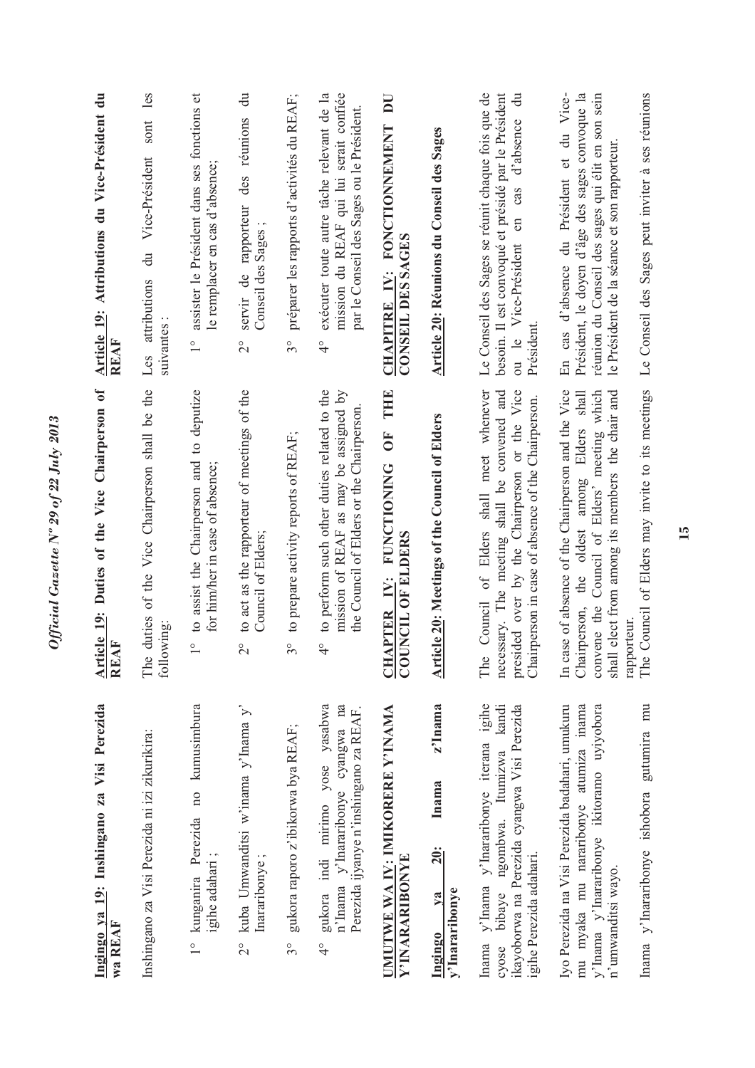**Ingingo ya 19: Inshingano za Visi Perezida wa REAF**

Inshingano za Visi Perezida ni izi zikurikira:

1° kunganira Perezida no kumusimbura igihe adahari ;

2° kuba Umwanditsi w'inama y'Inama y' Inararibonye ;

3° gukora raporo z'ibikorwa bya REAF;

4° gukora indi mirimo yose yasabwa n'Inama y'Inararibonye cyangwa na Perezida ijyanye n'inshingano za REAF.

**UMUTWE WA IV: IMIKORERE Y'INAMA Y'INARARIBONYE**

**Ingingo ya 20: Inama z'Inama y'Inararibonye**

Inama y'Inama y'Inararibonye iterana igihe cyose bibaye ngombwa. Itumizwa kandi ikayoborwa na Perezida cyangwa Visi Perezida igihe Perezida adahari.

Iyo Perezida na Visi Perezida badahari, umukuru mu myaka mu nararibonye atumiza inama y'Inama y'Inararibonye ikitoramo uyiyobora n'umwanditsi wayo.

Inama y'Inararibonye ishobora gutumira mu

**Article 19: Duties of the Vice Chairperson of REAF**

The duties of the Vice Chairperson shall be the following:

1° to assist the Chairperson and to deputize for him/her in case of absence;

2° to act as the rapporteur of meetings of the Council of Elders;

3° to prepare activity reports of REAF;

4° to perform such other duties related to the mission of REAF as may be assigned by the Council of Elders or the Chairperson.

**CHAPTER IV: FUNCTIONING OF THE COUNCIL OF ELDERS**

**Article 20: Meetings of the Council of Elders**

The Council of Elders shall meet whenever necessary. The meeting shall be convened and presided over by the Chairperson or the Vice Chairperson in case of absence of the Chairperson.

In case of absence of the Chairperson and the Vice Chairperson, the oldest among Elders shall convene the Council of Elders' meeting which shall elect from among its members the chair and rapporteur.

The Council of Elders may invite to its meetings

**Article 19: Attributions du Vice-Président du REAF**

Les attributions du Vice-Président sont les suivantes :

1° assister le Président dans ses fonctions et le remplacer en cas d'absence;

2° servir de rapporteur des réunions du Conseil des Sages ;

3° préparer les rapports d'activités du REAF;

4° exécuter toute autre tâche relevant de la mission du REAF qui lui serait confiée par le Conseil des Sages ou le Président.

**CHAPITRE IV: FONCTIONNEMENT DU CONSEIL DES SAGES**

**Article 20: Réunions du Conseil des Sages**

Le Conseil des Sages se réunit chaque fois que de besoin. Il est convoqué et présidé par le Président ou le Vice-Président en cas d'absence du Président.

En cas d'absence du Président et du Vice-Président, le doyen d'âge des sages convoque la réunion du Conseil des sages qui élit en son sein le Président de la séance et son rapporteur.

Le Conseil des Sages peut inviter à ses réunions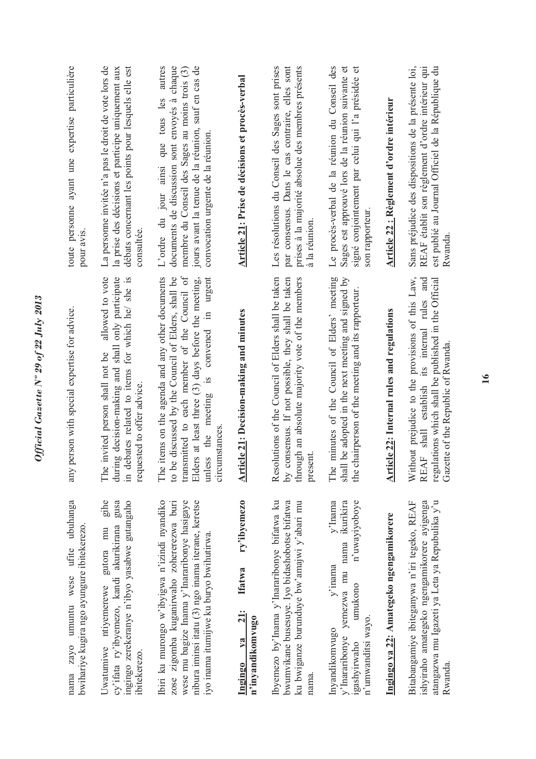nama zayo umuntu wese ufite ubuhanga bwihariye kugira ngo ayungure ibitekerezo.

Uwatumiwe ntiyemerewe gutora mu gihe cy'ifata ry'ibyemezo, kandi akurikirana gusa ingingo zerekeranye n'ibyo yasabwe gutangaho ibitekerezo.

Ibiri ku murongo w'ibyigwa n'izindi nyandiko zose zigomba kuganirwaho zohererezwa buri wese mu bagize Inama y'Inararibonye hasigaye nibura iminsi itatu (3) ngo inama iterane, keretse iyo inama itumijwe ku buryo bwihutirwa.

**Ingingo ya 21: Ifatwa ry'ibyemezo n'inyandikomvugo**

Ibyemezo by'Inama y'Inararibonye bifatwa ku bwumvikane busesuye. Iyo bidashobotse bifatwa ku bwiganze burunduye bw'amajwi y'abari mu nama.

Inyandikomvugo y'inama y'Inama y'Inararibonye yemezwa mu nama ikurikira igashyirwaho umukono n'uwayiyoboye n'umwanditsi wayo.

**Ingingo ya 22: Amategeko ngengamikorere**

Bitabangamiye ibiteganywa n'iri tegeko, REAF ishyiraho amategeko ngengamikorere ayigenga atangazwa mu Igazeti ya Leta ya Repubulika y'u Rwanda.

any person with special expertise for advice.

The invited person shall not be allowed to vote during decision-making and shall only participate in debates related to items for which he/ she is requested to offer advice.

The items on the agenda and any other documents to be discussed by the Council of Elders, shall be transmitted to each member of the Council of Elders at least three (3) days before the meeting, unless the meeting is convened in urgent circumstances.

**Article 21: Decision-making and minutes**

Resolutions of the Council of Elders shall be taken by consensus. If not possible, they shall be taken through an absolute majority vote of the members present.

The minutes of the Council of Elders' meeting shall be adopted in the next meeting and signed by the chairperson of the meeting and its rapporteur.

**Article 22: Internal rules and regulations**

Without prejudice to the provisions of this Law, REAF shall establish its internal rules and regulations which shall be published in the Official Gazette of the Republic of Rwanda.

toute personne ayant une expertise particulière pour avis.

La personne invitée n'a pas le droit de vote lors de la prise des décisions et participe uniquement aux débats concernant les points pour lesquels elle est consultée.

L'ordre du jour ainsi que tous les autres documents de discussion sont envoyés à chaque membre du Conseil des Sages au moins trois (3) jours avant la tenue de la réunion, sauf en cas de convocation urgente de la réunion.

**Article 21: Prise de décisions et procès-verbal**

Les résolutions du Conseil des Sages sont prises par consensus. Dans le cas contraire, elles sont prises à la majorité absolue des membres présents à la réunion.

Le procès-verbal de la réunion du Conseil des Sages est approuvé lors de la réunion suivante et signé conjointement par celui qui l'a présidée et son rapporteur.

**Article 22 : Règlement d'ordre intérieur**

Sans préjudice des dispositions de la présente loi, REAF établit son règlement d'ordre intérieur qui est publié au Journal Officiel de la République du Rwanda.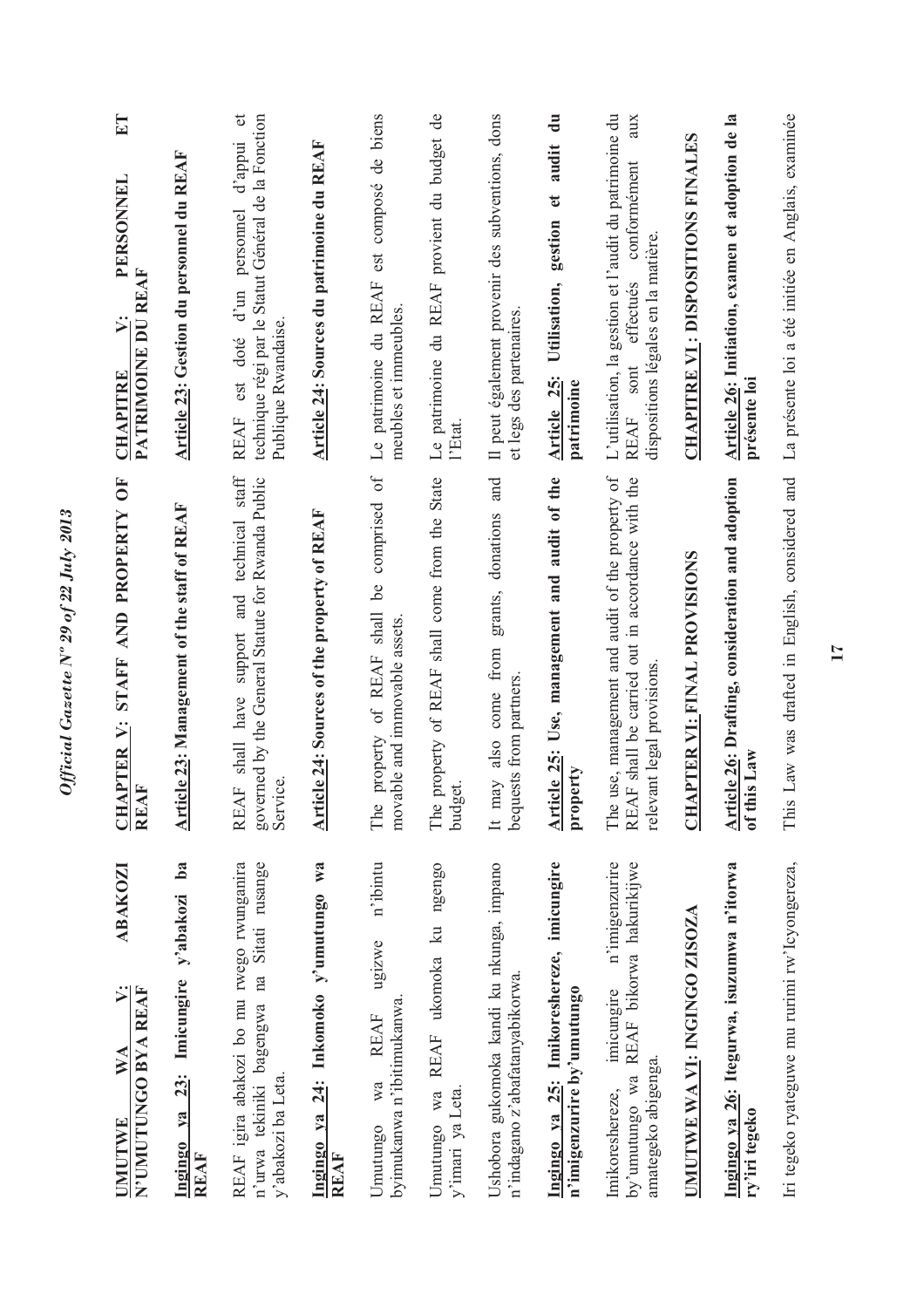**UMUTWE WA V: ABAKOZI N'UMUTUNGO BYA REAF**

**Ingingo ya 23: Imicungire y'abakozi ba REAF**

REAF igira abakozi bo mu rwego rwunganira n'urwa tekiniki bagengwa na Sitati rusange y'abakozi ba Leta.

**Ingingo ya 24: Inkomoko y'umutungo wa REAF**

Umutungo wa REAF ugizwe n'ibintu byimukanwa n'ibitimukanwa.

Umutungo wa REAF ukomoka ku ngengo y'imari ya Leta.

Ushobora gukomoka kandi ku nkunga, impano n'indagano z'abafatanyabikorwa.

**Ingingo ya 25: Imikoreshereze, imicungire n'imigenzurire by'umutungo**

Imikoreshereze, imicungire n'imigenzurire by'umutungo wa REAF bikorwa hakurikijwe amategeko abigenga.

**UMUTWE WA VI: INGINGO ZISOZA**

**Ingingo ya 26: Itegurwa, isuzumwa n'itorwa ry'iri tegeko**

Iri tegeko ryateguwe mu rurimi rw'Icyongereza,

**CHAPTER V: STAFF AND PROPERTY OF REAF**

**Article 23: Management of the staff of REAF**

REAF shall have support and technical staff governed by the General Statute for Rwanda Public Service.

**Article 24: Sources of the property of REAF**

The property of REAF shall be comprised of movable and immovable assets.

The property of REAF shall come from the State budget.

It may also come from grants, donations and bequests from partners.

**Article 25: Use, management and audit of the property**

The use, management and audit of the property of REAF shall be carried out in accordance with the relevant legal provisions.

**CHAPTER VI: FINAL PROVISIONS**

**Article 26: Drafting, consideration and adoption of this Law**

This Law was drafted in English, considered and

**CHAPITRE V: PERSONNEL ET PATRIMOINE DU REAF**

**Article 23: Gestion du personnel du REAF**

REAF est doté d'un personnel d'appui et technique régi par le Statut Général de la Fonction Publique Rwandaise.

**Article 24: Sources du patrimoine du REAF**

Le patrimoine du REAF est composé de biens meubles et immeubles.

Le patrimoine du REAF provient du budget de l'Etat.

Il peut également provenir des subventions, dons et legs des partenaires.

**Article 25: Utilisation, gestion et audit du patrimoine**

L'utilisation, la gestion et l'audit du patrimoine du REAF sont effectués conformément aux dispositions légales en la matière.

**CHAPITRE VI: DISPOSITIONS FINALES**

**Article 26: Initiation, examen et adoption de la présente loi**

La présente loi a été initiée en Anglais, examinée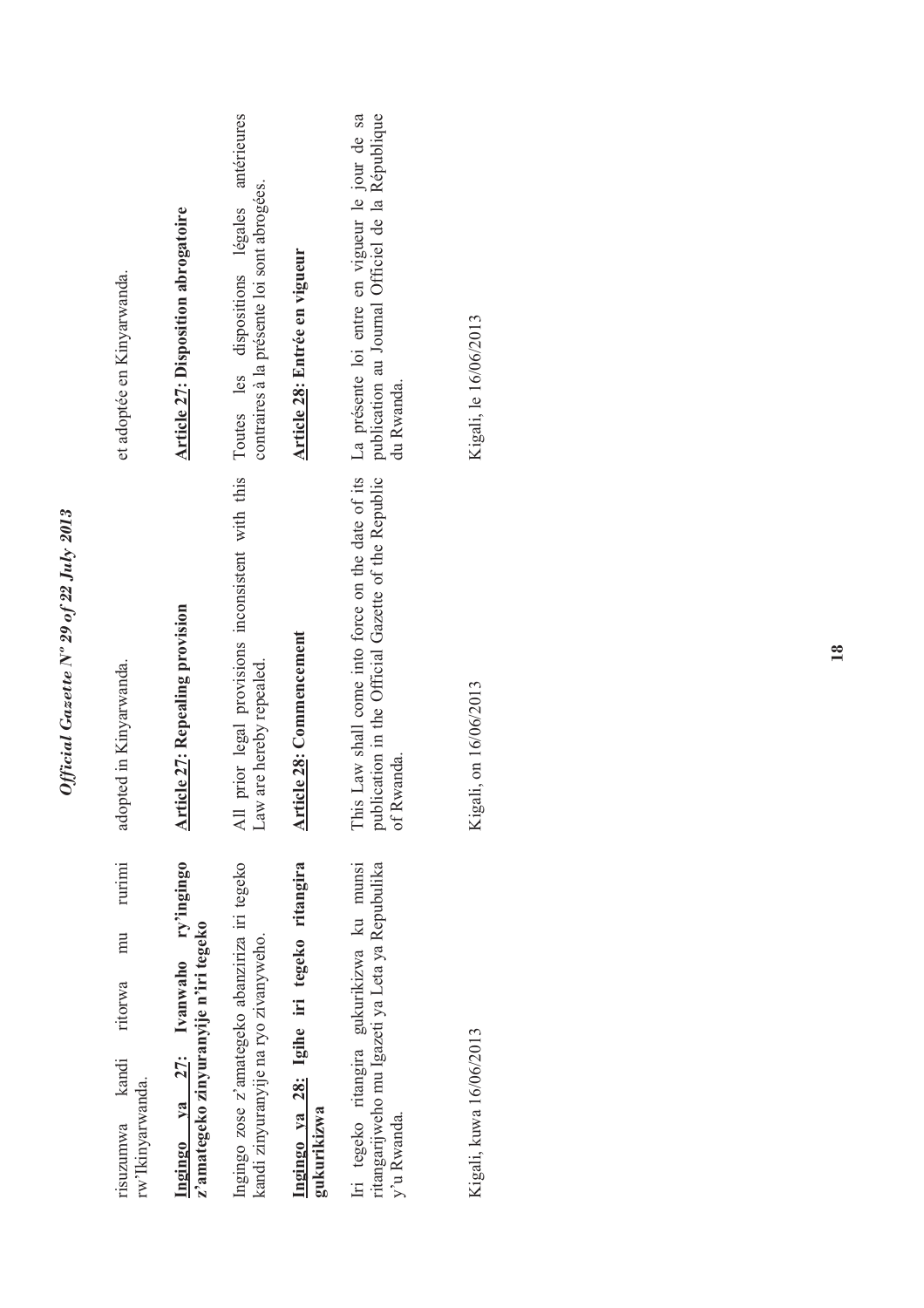risuzumwa kandi ritorwa mu rurimi rw'Ikinyarwanda.

**Ingingo ya 27: Ivanwaho ry'ingingo z'amategeko zinyuranyije n'iri tegeko**

Ingingo zose z'amategeko abanziriza iri tegeko kandi zinyuranyije na ryo zivanyweho.

**Ingingo ya 28: Igihe iri tegeko ritangira gukurikizwa**

Iri tegeko ritangira gukurikizwa ku munsi ritangarijweho mu Igazeti ya Leta ya Repubulika y'u Rwanda.

Kigali, kuwa 16/06/2013

adopted in Kinyarwanda.

**Article 27: Repealing provision**

All prior legal provisions inconsistent with this Law are hereby repealed.

**Article 28: Commencement**

This Law shall come into force on the date of its publication in the Official Gazette of the Republic of Rwanda.

Kigali, on 16/06/2013

et adoptée en Kinyarwanda.

**Article 27: Disposition abrogatoire**

Toutes les dispositions légales antérieures contraires à la présente loi sont abrogées.

**Article 28: Entrée en vigueur**

La présente loi entre en vigueur le jour de sa publication au Journal Officiel de la République du Rwanda.

Kigali, le 16/06/2013